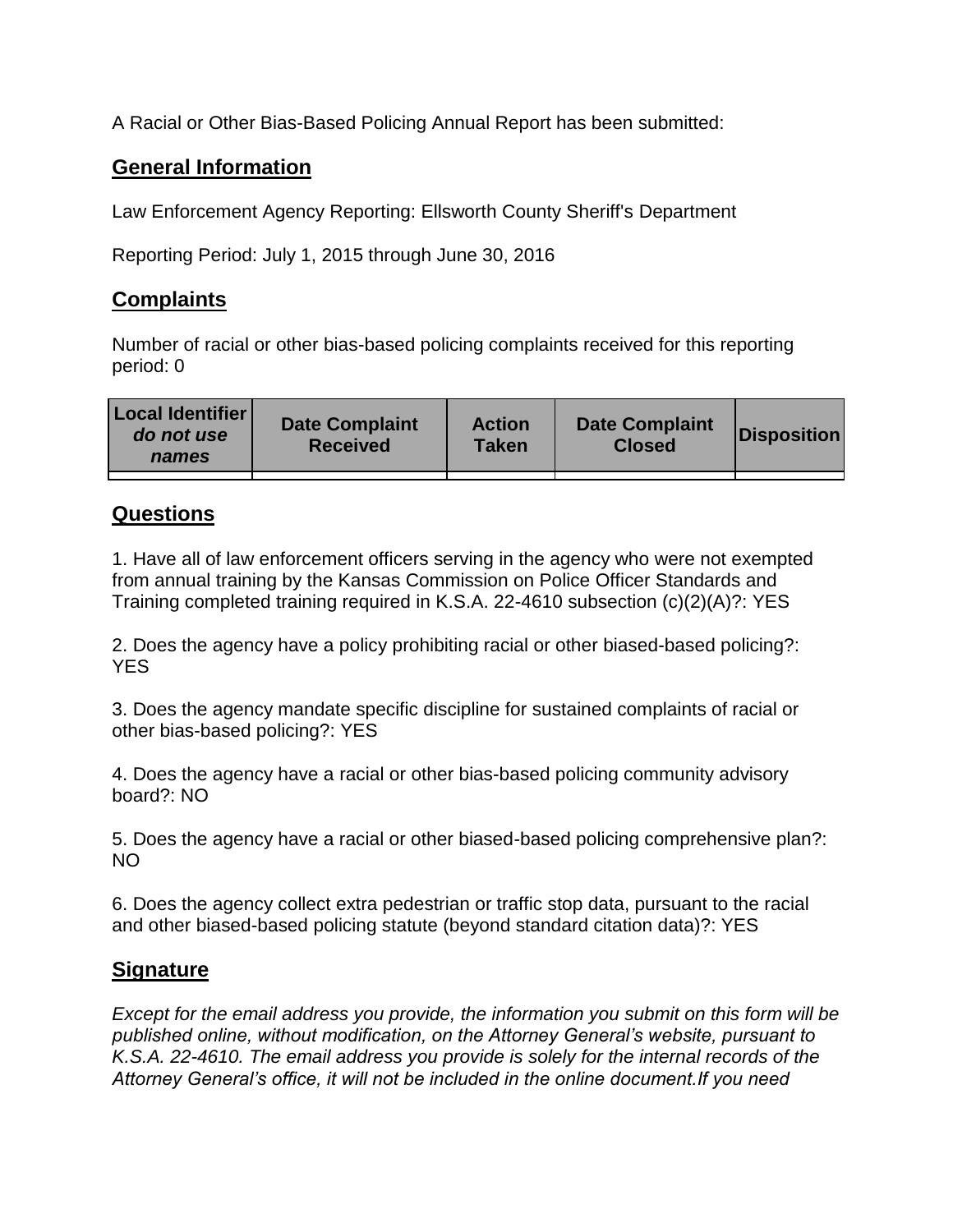A Racial or Other Bias-Based Policing Annual Report has been submitted:

## General Information

Law Enforcement Agency Reporting: Ellsworth County Sheriff's Department

Reporting Period: July 1, 2015 through June 30, 2016

## Complaints

Number of racial or other bias-based policing complaints received for this reporting period: 0

| Local Identifier *do not use names* | Date Complaint Received | Action Taken | Date Complaint Closed | Disposition |
|---|---|---|---|---|
| | | | | |

## Questions

1. Have all of law enforcement officers serving in the agency who were not exempted from annual training by the Kansas Commission on Police Officer Standards and Training completed training required in K.S.A. 22-4610 subsection (c)(2)(A)?: YES

2. Does the agency have a policy prohibiting racial or other biased-based policing?: YES

3. Does the agency mandate specific discipline for sustained complaints of racial or other bias-based policing?: YES

4. Does the agency have a racial or other bias-based policing community advisory board?: NO

5. Does the agency have a racial or other biased-based policing comprehensive plan?: NO

6. Does the agency collect extra pedestrian or traffic stop data, pursuant to the racial and other biased-based policing statute (beyond standard citation data)?: YES

## Signature

*Except for the email address you provide, the information you submit on this form will be published online, without modification, on the Attorney General's website, pursuant to K.S.A. 22-4610. The email address you provide is solely for the internal records of the Attorney General's office, it will not be included in the online document.If you need*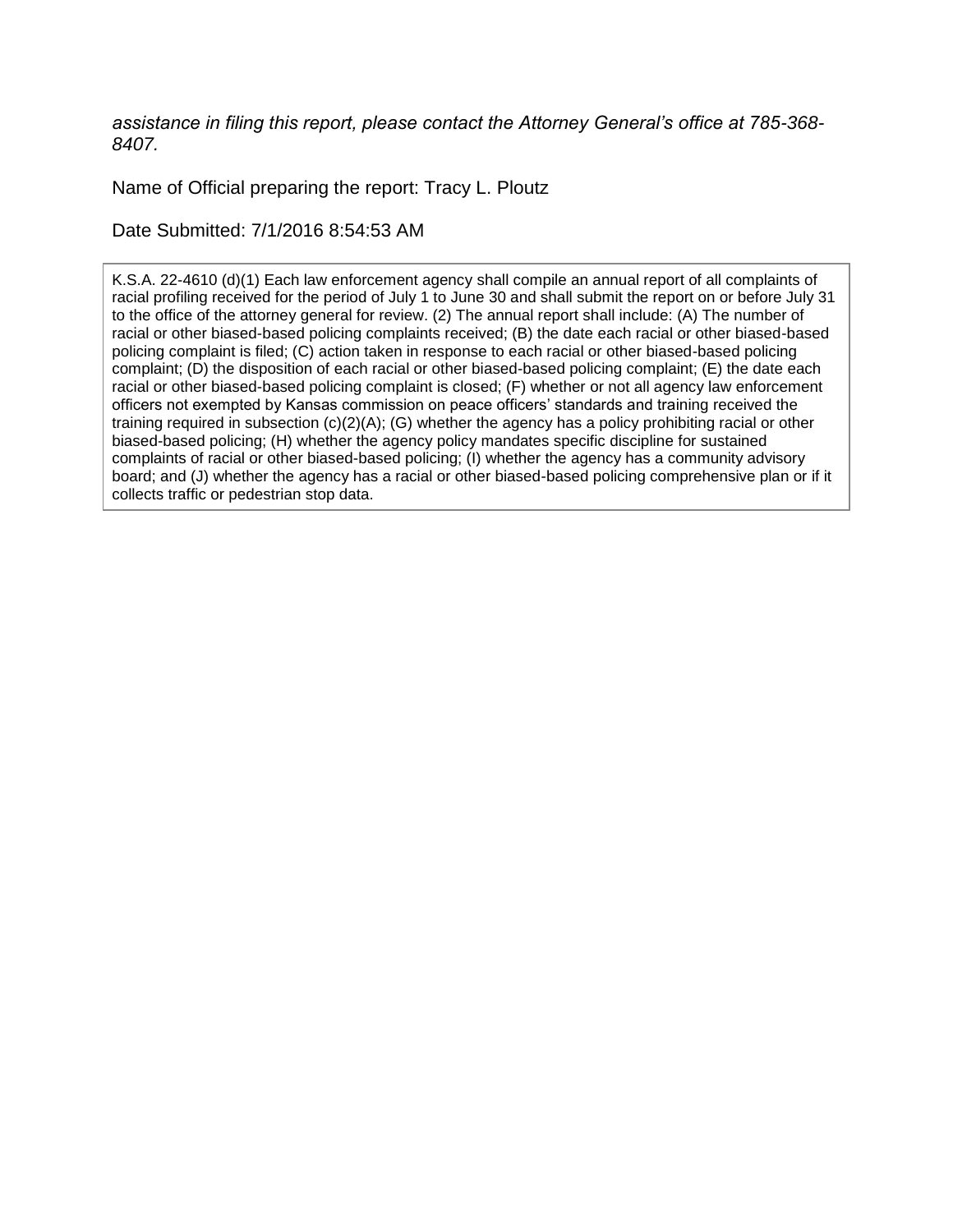*assistance in filing this report, please contact the Attorney General's office at 785-368-8407.*

Name of Official preparing the report: Tracy L. Ploutz

Date Submitted: 7/1/2016 8:54:53 AM

K.S.A. 22-4610 (d)(1) Each law enforcement agency shall compile an annual report of all complaints of racial profiling received for the period of July 1 to June 30 and shall submit the report on or before July 31 to the office of the attorney general for review. (2) The annual report shall include: (A) The number of racial or other biased-based policing complaints received; (B) the date each racial or other biased-based policing complaint is filed; (C) action taken in response to each racial or other biased-based policing complaint; (D) the disposition of each racial or other biased-based policing complaint; (E) the date each racial or other biased-based policing complaint is closed; (F) whether or not all agency law enforcement officers not exempted by Kansas commission on peace officers' standards and training received the training required in subsection (c)(2)(A); (G) whether the agency has a policy prohibiting racial or other biased-based policing; (H) whether the agency policy mandates specific discipline for sustained complaints of racial or other biased-based policing; (I) whether the agency has a community advisory board; and (J) whether the agency has a racial or other biased-based policing comprehensive plan or if it collects traffic or pedestrian stop data.